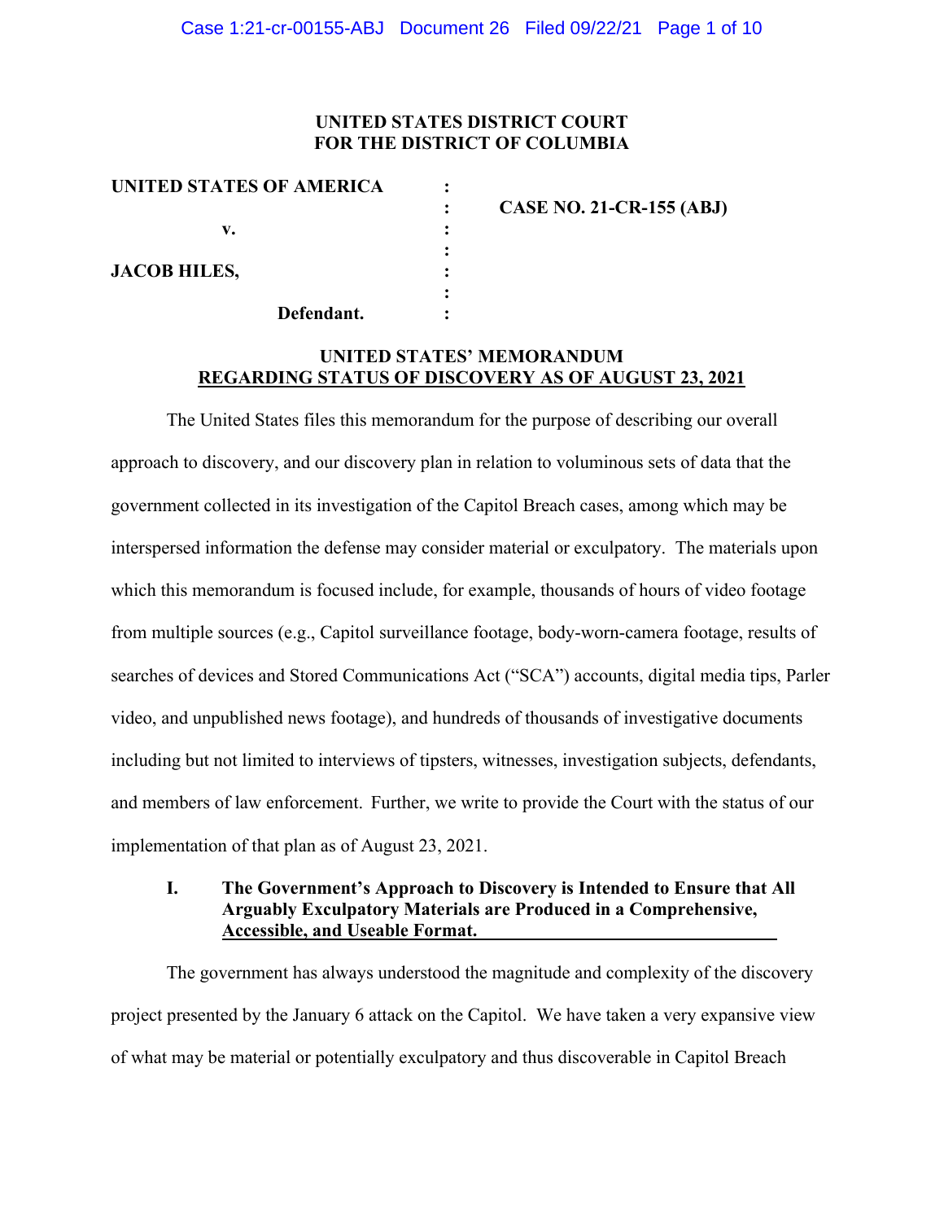**UNITED STATES DISTRICT COURT**
**FOR THE DISTRICT OF COLUMBIA**

| | | |
|---|---|---|
| **UNITED STATES OF AMERICA** | : | |
| | : | **CASE NO. 21-CR-155 (ABJ)** |
| **v.** | : | |
| | : | |
| **JACOB HILES,** | : | |
| | : | |
| **Defendant.** | : | |

**UNITED STATES' MEMORANDUM**
**REGARDING STATUS OF DISCOVERY AS OF AUGUST 23, 2021**

The United States files this memorandum for the purpose of describing our overall approach to discovery, and our discovery plan in relation to voluminous sets of data that the government collected in its investigation of the Capitol Breach cases, among which may be interspersed information the defense may consider material or exculpatory. The materials upon which this memorandum is focused include, for example, thousands of hours of video footage from multiple sources (e.g., Capitol surveillance footage, body-worn-camera footage, results of searches of devices and Stored Communications Act ("SCA") accounts, digital media tips, Parler video, and unpublished news footage), and hundreds of thousands of investigative documents including but not limited to interviews of tipsters, witnesses, investigation subjects, defendants, and members of law enforcement. Further, we write to provide the Court with the status of our implementation of that plan as of August 23, 2021.

## I. The Government's Approach to Discovery is Intended to Ensure that All Arguably Exculpatory Materials are Produced in a Comprehensive, Accessible, and Useable Format.

The government has always understood the magnitude and complexity of the discovery project presented by the January 6 attack on the Capitol. We have taken a very expansive view of what may be material or potentially exculpatory and thus discoverable in Capitol Breach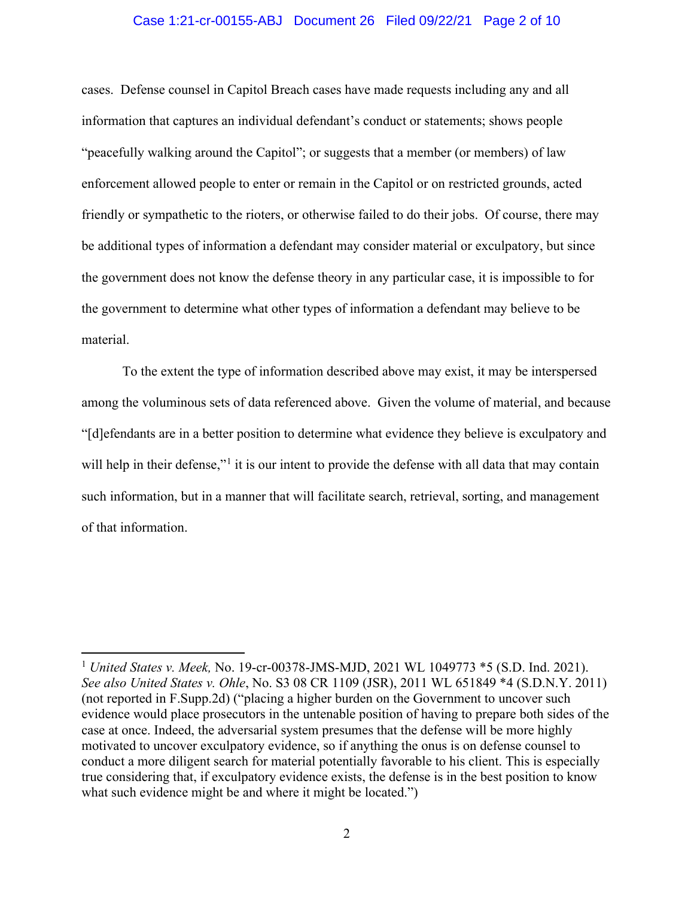cases. Defense counsel in Capitol Breach cases have made requests including any and all information that captures an individual defendant's conduct or statements; shows people "peacefully walking around the Capitol"; or suggests that a member (or members) of law enforcement allowed people to enter or remain in the Capitol or on restricted grounds, acted friendly or sympathetic to the rioters, or otherwise failed to do their jobs. Of course, there may be additional types of information a defendant may consider material or exculpatory, but since the government does not know the defense theory in any particular case, it is impossible to for the government to determine what other types of information a defendant may believe to be material.

To the extent the type of information described above may exist, it may be interspersed among the voluminous sets of data referenced above. Given the volume of material, and because "[d]efendants are in a better position to determine what evidence they believe is exculpatory and will help in their defense,"[1] it is our intent to provide the defense with all data that may contain such information, but in a manner that will facilitate search, retrieval, sorting, and management of that information.

---

[1] *United States v. Meek,* No. 19-cr-00378-JMS-MJD, 2021 WL 1049773 *5 (S.D. Ind. 2021). *See also United States v. Ohle*, No. S3 08 CR 1109 (JSR), 2011 WL 651849 *4 (S.D.N.Y. 2011) (not reported in F.Supp.2d) ("placing a higher burden on the Government to uncover such evidence would place prosecutors in the untenable position of having to prepare both sides of the case at once. Indeed, the adversarial system presumes that the defense will be more highly motivated to uncover exculpatory evidence, so if anything the onus is on defense counsel to conduct a more diligent search for material potentially favorable to his client. This is especially true considering that, if exculpatory evidence exists, the defense is in the best position to know what such evidence might be and where it might be located.")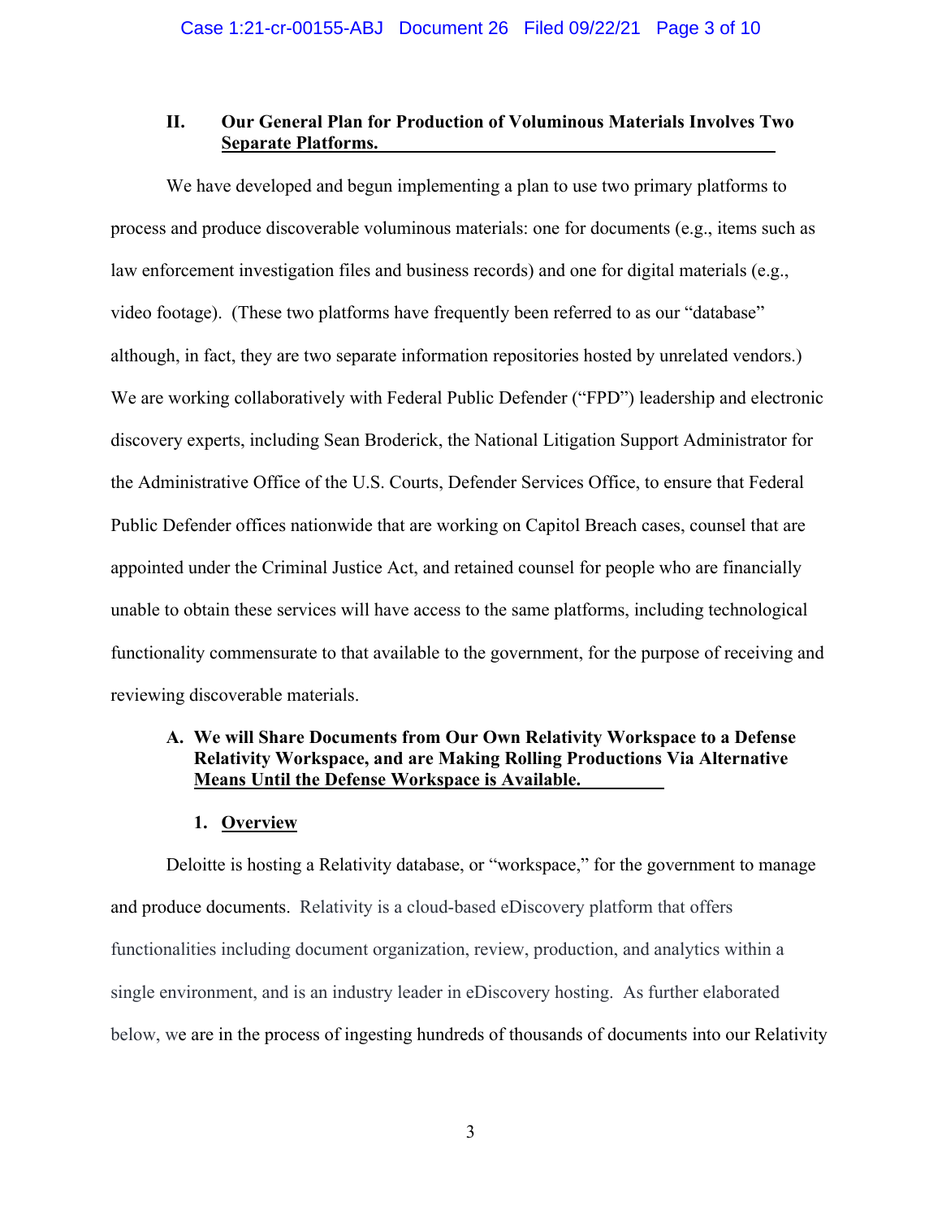## II. Our General Plan for Production of Voluminous Materials Involves Two Separate Platforms.

We have developed and begun implementing a plan to use two primary platforms to process and produce discoverable voluminous materials: one for documents (e.g., items such as law enforcement investigation files and business records) and one for digital materials (e.g., video footage). (These two platforms have frequently been referred to as our "database" although, in fact, they are two separate information repositories hosted by unrelated vendors.) We are working collaboratively with Federal Public Defender ("FPD") leadership and electronic discovery experts, including Sean Broderick, the National Litigation Support Administrator for the Administrative Office of the U.S. Courts, Defender Services Office, to ensure that Federal Public Defender offices nationwide that are working on Capitol Breach cases, counsel that are appointed under the Criminal Justice Act, and retained counsel for people who are financially unable to obtain these services will have access to the same platforms, including technological functionality commensurate to that available to the government, for the purpose of receiving and reviewing discoverable materials.

### A. We will Share Documents from Our Own Relativity Workspace to a Defense Relativity Workspace, and are Making Rolling Productions Via Alternative Means Until the Defense Workspace is Available.

#### 1. Overview

Deloitte is hosting a Relativity database, or "workspace," for the government to manage and produce documents. Relativity is a cloud-based eDiscovery platform that offers functionalities including document organization, review, production, and analytics within a single environment, and is an industry leader in eDiscovery hosting. As further elaborated below, we are in the process of ingesting hundreds of thousands of documents into our Relativity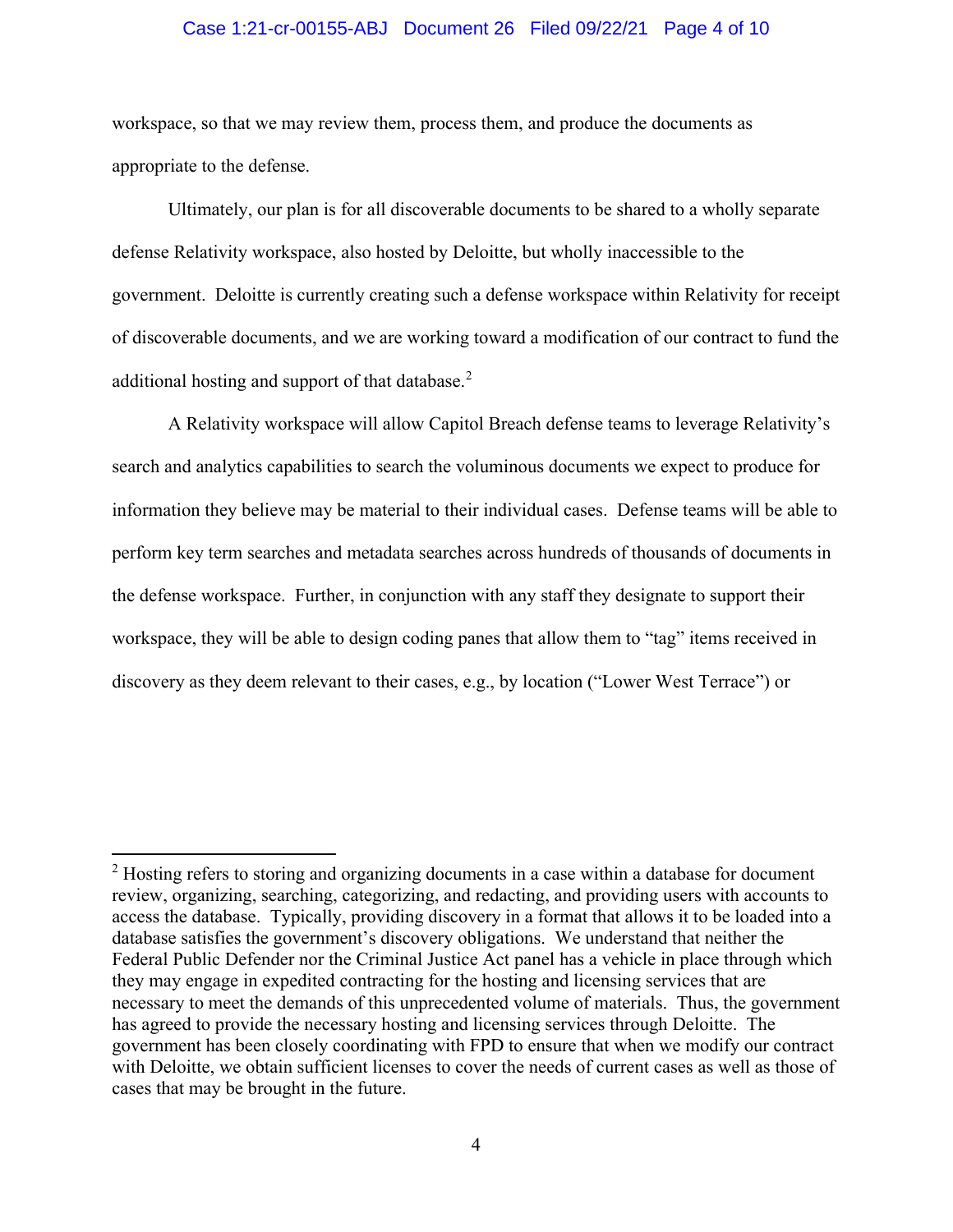workspace, so that we may review them, process them, and produce the documents as appropriate to the defense.

Ultimately, our plan is for all discoverable documents to be shared to a wholly separate defense Relativity workspace, also hosted by Deloitte, but wholly inaccessible to the government. Deloitte is currently creating such a defense workspace within Relativity for receipt of discoverable documents, and we are working toward a modification of our contract to fund the additional hosting and support of that database.[2]

A Relativity workspace will allow Capitol Breach defense teams to leverage Relativity's search and analytics capabilities to search the voluminous documents we expect to produce for information they believe may be material to their individual cases. Defense teams will be able to perform key term searches and metadata searches across hundreds of thousands of documents in the defense workspace. Further, in conjunction with any staff they designate to support their workspace, they will be able to design coding panes that allow them to "tag" items received in discovery as they deem relevant to their cases, e.g., by location ("Lower West Terrace") or

---

[2] Hosting refers to storing and organizing documents in a case within a database for document review, organizing, searching, categorizing, and redacting, and providing users with accounts to access the database. Typically, providing discovery in a format that allows it to be loaded into a database satisfies the government's discovery obligations. We understand that neither the Federal Public Defender nor the Criminal Justice Act panel has a vehicle in place through which they may engage in expedited contracting for the hosting and licensing services that are necessary to meet the demands of this unprecedented volume of materials. Thus, the government has agreed to provide the necessary hosting and licensing services through Deloitte. The government has been closely coordinating with FPD to ensure that when we modify our contract with Deloitte, we obtain sufficient licenses to cover the needs of current cases as well as those of cases that may be brought in the future.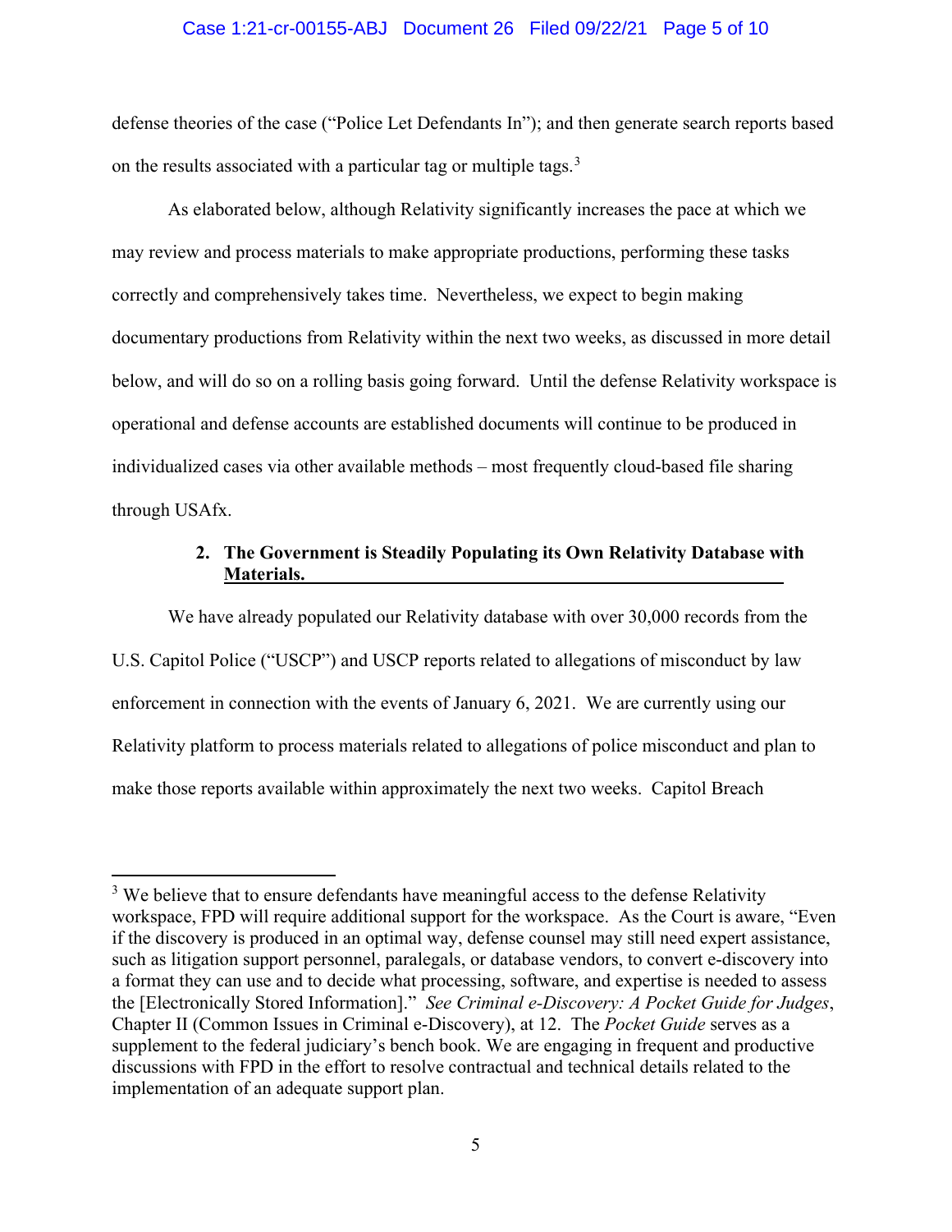defense theories of the case ("Police Let Defendants In"); and then generate search reports based on the results associated with a particular tag or multiple tags.[3]

As elaborated below, although Relativity significantly increases the pace at which we may review and process materials to make appropriate productions, performing these tasks correctly and comprehensively takes time. Nevertheless, we expect to begin making documentary productions from Relativity within the next two weeks, as discussed in more detail below, and will do so on a rolling basis going forward. Until the defense Relativity workspace is operational and defense accounts are established documents will continue to be produced in individualized cases via other available methods – most frequently cloud-based file sharing through USAfx.

### 2. The Government is Steadily Populating its Own Relativity Database with Materials.

We have already populated our Relativity database with over 30,000 records from the U.S. Capitol Police ("USCP") and USCP reports related to allegations of misconduct by law enforcement in connection with the events of January 6, 2021. We are currently using our Relativity platform to process materials related to allegations of police misconduct and plan to make those reports available within approximately the next two weeks. Capitol Breach

---

[3] We believe that to ensure defendants have meaningful access to the defense Relativity workspace, FPD will require additional support for the workspace. As the Court is aware, "Even if the discovery is produced in an optimal way, defense counsel may still need expert assistance, such as litigation support personnel, paralegals, or database vendors, to convert e-discovery into a format they can use and to decide what processing, software, and expertise is needed to assess the [Electronically Stored Information]." *See Criminal e-Discovery: A Pocket Guide for Judges*, Chapter II (Common Issues in Criminal e-Discovery), at 12. The *Pocket Guide* serves as a supplement to the federal judiciary's bench book. We are engaging in frequent and productive discussions with FPD in the effort to resolve contractual and technical details related to the implementation of an adequate support plan.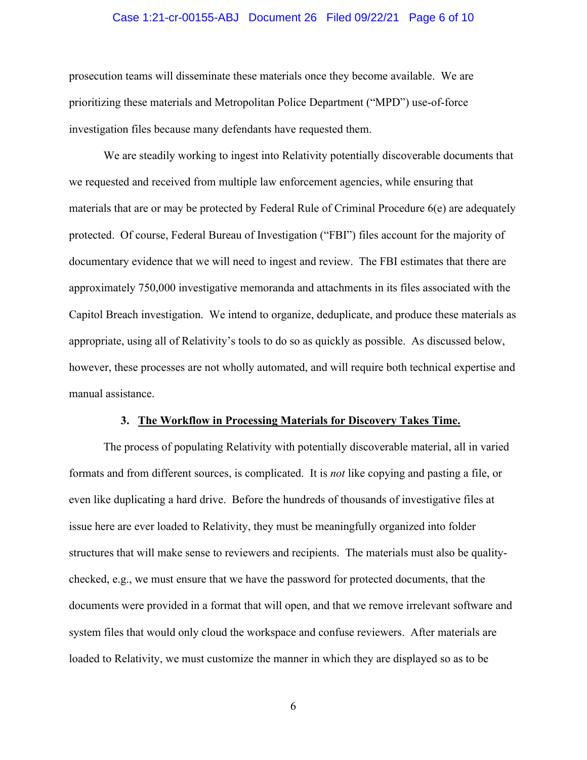prosecution teams will disseminate these materials once they become available. We are prioritizing these materials and Metropolitan Police Department ("MPD") use-of-force investigation files because many defendants have requested them.

We are steadily working to ingest into Relativity potentially discoverable documents that we requested and received from multiple law enforcement agencies, while ensuring that materials that are or may be protected by Federal Rule of Criminal Procedure 6(e) are adequately protected. Of course, Federal Bureau of Investigation ("FBI") files account for the majority of documentary evidence that we will need to ingest and review. The FBI estimates that there are approximately 750,000 investigative memoranda and attachments in its files associated with the Capitol Breach investigation. We intend to organize, deduplicate, and produce these materials as appropriate, using all of Relativity's tools to do so as quickly as possible. As discussed below, however, these processes are not wholly automated, and will require both technical expertise and manual assistance.

### 3. <u>The Workflow in Processing Materials for Discovery Takes Time.</u>

The process of populating Relativity with potentially discoverable material, all in varied formats and from different sources, is complicated. It is *not* like copying and pasting a file, or even like duplicating a hard drive. Before the hundreds of thousands of investigative files at issue here are ever loaded to Relativity, they must be meaningfully organized into folder structures that will make sense to reviewers and recipients. The materials must also be quality-checked, e.g., we must ensure that we have the password for protected documents, that the documents were provided in a format that will open, and that we remove irrelevant software and system files that would only cloud the workspace and confuse reviewers. After materials are loaded to Relativity, we must customize the manner in which they are displayed so as to be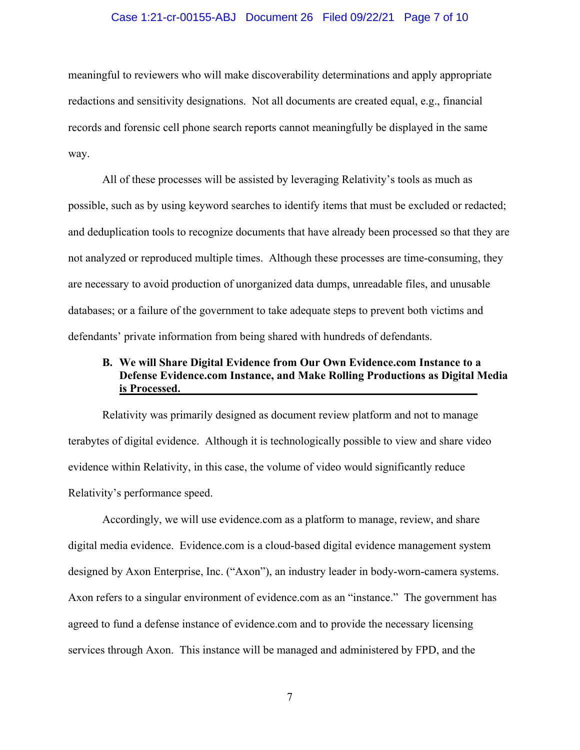meaningful to reviewers who will make discoverability determinations and apply appropriate redactions and sensitivity designations. Not all documents are created equal, e.g., financial records and forensic cell phone search reports cannot meaningfully be displayed in the same way.

All of these processes will be assisted by leveraging Relativity's tools as much as possible, such as by using keyword searches to identify items that must be excluded or redacted; and deduplication tools to recognize documents that have already been processed so that they are not analyzed or reproduced multiple times. Although these processes are time-consuming, they are necessary to avoid production of unorganized data dumps, unreadable files, and unusable databases; or a failure of the government to take adequate steps to prevent both victims and defendants' private information from being shared with hundreds of defendants.

### B. We will Share Digital Evidence from Our Own Evidence.com Instance to a Defense Evidence.com Instance, and Make Rolling Productions as Digital Media is Processed.

Relativity was primarily designed as document review platform and not to manage terabytes of digital evidence. Although it is technologically possible to view and share video evidence within Relativity, in this case, the volume of video would significantly reduce Relativity's performance speed.

Accordingly, we will use evidence.com as a platform to manage, review, and share digital media evidence. Evidence.com is a cloud-based digital evidence management system designed by Axon Enterprise, Inc. ("Axon"), an industry leader in body-worn-camera systems. Axon refers to a singular environment of evidence.com as an "instance." The government has agreed to fund a defense instance of evidence.com and to provide the necessary licensing services through Axon. This instance will be managed and administered by FPD, and the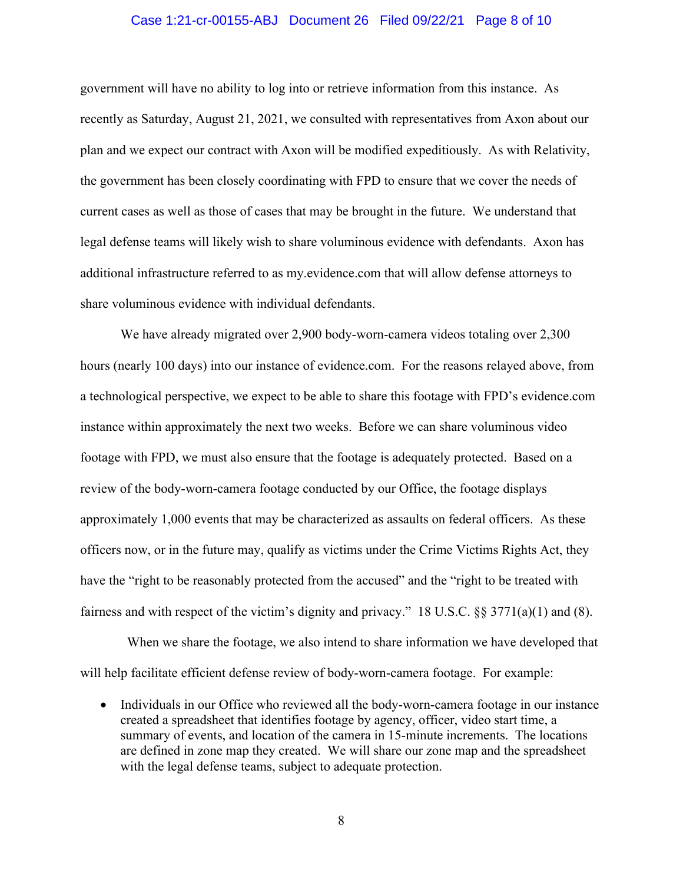government will have no ability to log into or retrieve information from this instance. As recently as Saturday, August 21, 2021, we consulted with representatives from Axon about our plan and we expect our contract with Axon will be modified expeditiously. As with Relativity, the government has been closely coordinating with FPD to ensure that we cover the needs of current cases as well as those of cases that may be brought in the future. We understand that legal defense teams will likely wish to share voluminous evidence with defendants. Axon has additional infrastructure referred to as my.evidence.com that will allow defense attorneys to share voluminous evidence with individual defendants.

We have already migrated over 2,900 body-worn-camera videos totaling over 2,300 hours (nearly 100 days) into our instance of evidence.com. For the reasons relayed above, from a technological perspective, we expect to be able to share this footage with FPD's evidence.com instance within approximately the next two weeks. Before we can share voluminous video footage with FPD, we must also ensure that the footage is adequately protected. Based on a review of the body-worn-camera footage conducted by our Office, the footage displays approximately 1,000 events that may be characterized as assaults on federal officers. As these officers now, or in the future may, qualify as victims under the Crime Victims Rights Act, they have the "right to be reasonably protected from the accused" and the "right to be treated with fairness and with respect of the victim's dignity and privacy." 18 U.S.C. §§ 3771(a)(1) and (8).

When we share the footage, we also intend to share information we have developed that will help facilitate efficient defense review of body-worn-camera footage. For example:

- Individuals in our Office who reviewed all the body-worn-camera footage in our instance created a spreadsheet that identifies footage by agency, officer, video start time, a summary of events, and location of the camera in 15-minute increments. The locations are defined in zone map they created. We will share our zone map and the spreadsheet with the legal defense teams, subject to adequate protection.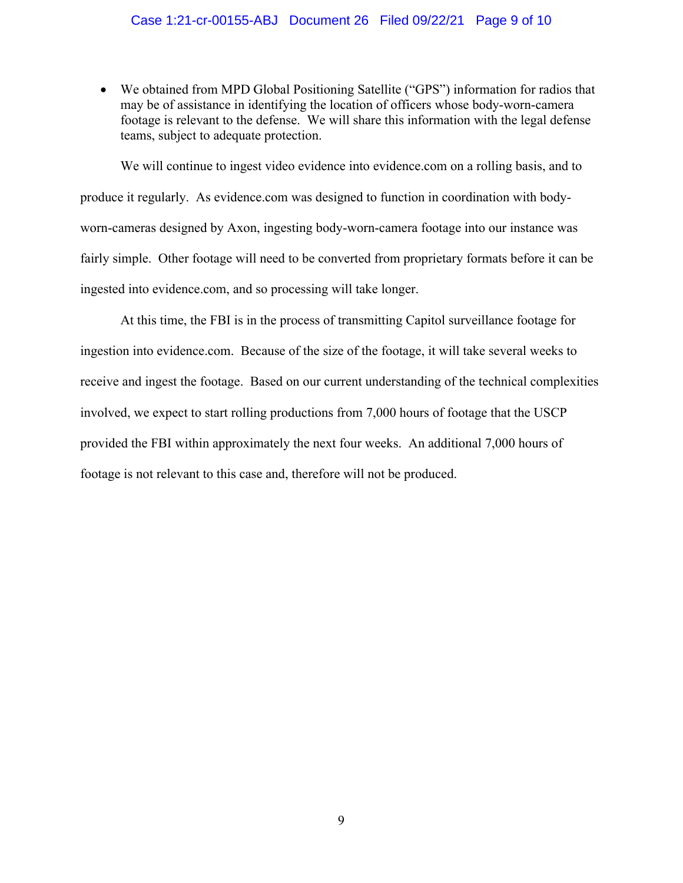- We obtained from MPD Global Positioning Satellite ("GPS") information for radios that may be of assistance in identifying the location of officers whose body-worn-camera footage is relevant to the defense. We will share this information with the legal defense teams, subject to adequate protection.

We will continue to ingest video evidence into evidence.com on a rolling basis, and to produce it regularly. As evidence.com was designed to function in coordination with body-worn-cameras designed by Axon, ingesting body-worn-camera footage into our instance was fairly simple. Other footage will need to be converted from proprietary formats before it can be ingested into evidence.com, and so processing will take longer.

At this time, the FBI is in the process of transmitting Capitol surveillance footage for ingestion into evidence.com. Because of the size of the footage, it will take several weeks to receive and ingest the footage. Based on our current understanding of the technical complexities involved, we expect to start rolling productions from 7,000 hours of footage that the USCP provided the FBI within approximately the next four weeks. An additional 7,000 hours of footage is not relevant to this case and, therefore will not be produced.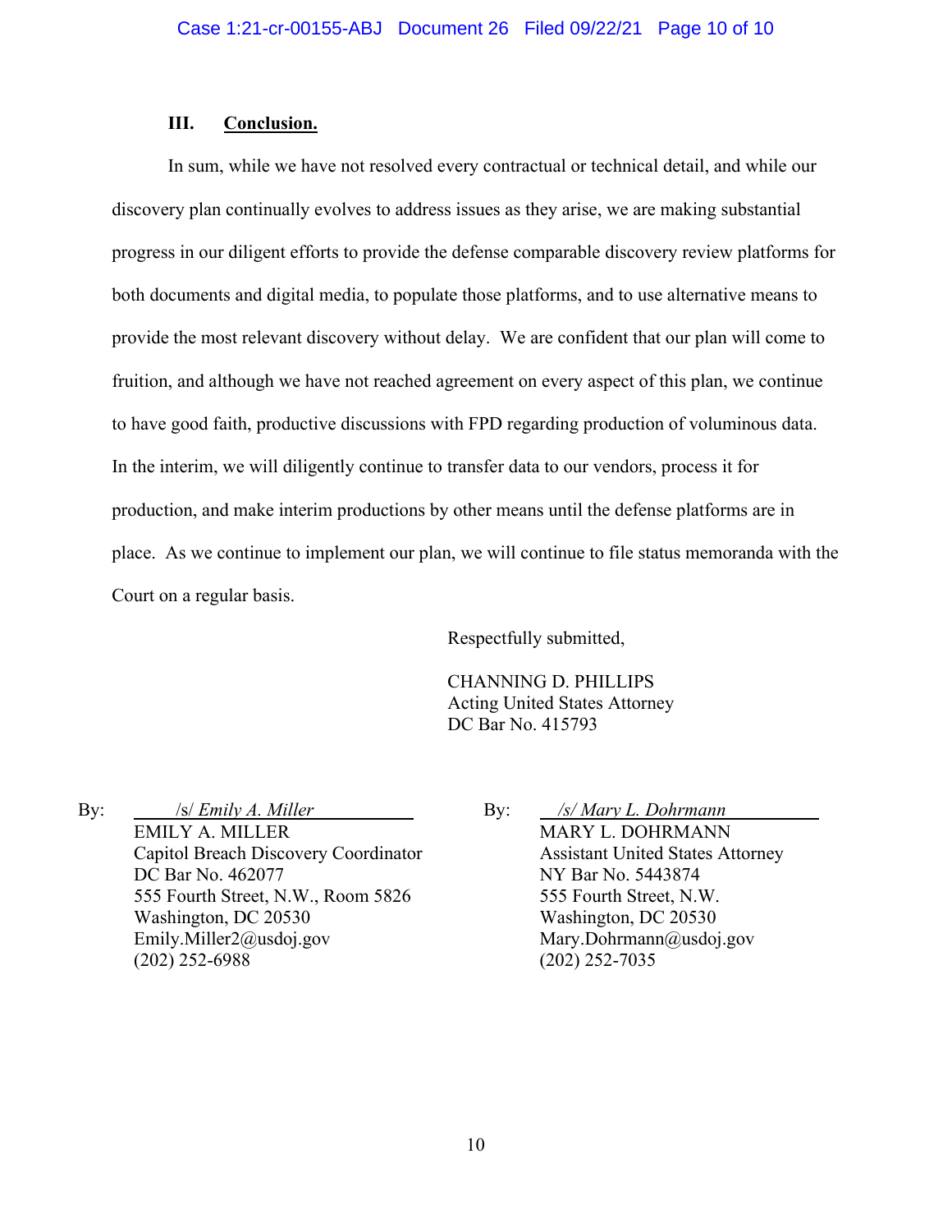### III. **Conclusion.**

In sum, while we have not resolved every contractual or technical detail, and while our discovery plan continually evolves to address issues as they arise, we are making substantial progress in our diligent efforts to provide the defense comparable discovery review platforms for both documents and digital media, to populate those platforms, and to use alternative means to provide the most relevant discovery without delay. We are confident that our plan will come to fruition, and although we have not reached agreement on every aspect of this plan, we continue to have good faith, productive discussions with FPD regarding production of voluminous data. In the interim, we will diligently continue to transfer data to our vendors, process it for production, and make interim productions by other means until the defense platforms are in place. As we continue to implement our plan, we will continue to file status memoranda with the Court on a regular basis.

Respectfully submitted,

CHANNING D. PHILLIPS
Acting United States Attorney
DC Bar No. 415793

By: /s/ *Emily A. Miller*
EMILY A. MILLER
Capitol Breach Discovery Coordinator
DC Bar No. 462077
555 Fourth Street, N.W., Room 5826
Washington, DC 20530
Emily.Miller2@usdoj.gov
(202) 252-6988

By: */s/ Mary L. Dohrmann*
MARY L. DOHRMANN
Assistant United States Attorney
NY Bar No. 5443874
555 Fourth Street, N.W.
Washington, DC 20530
Mary.Dohrmann@usdoj.gov
(202) 252-7035